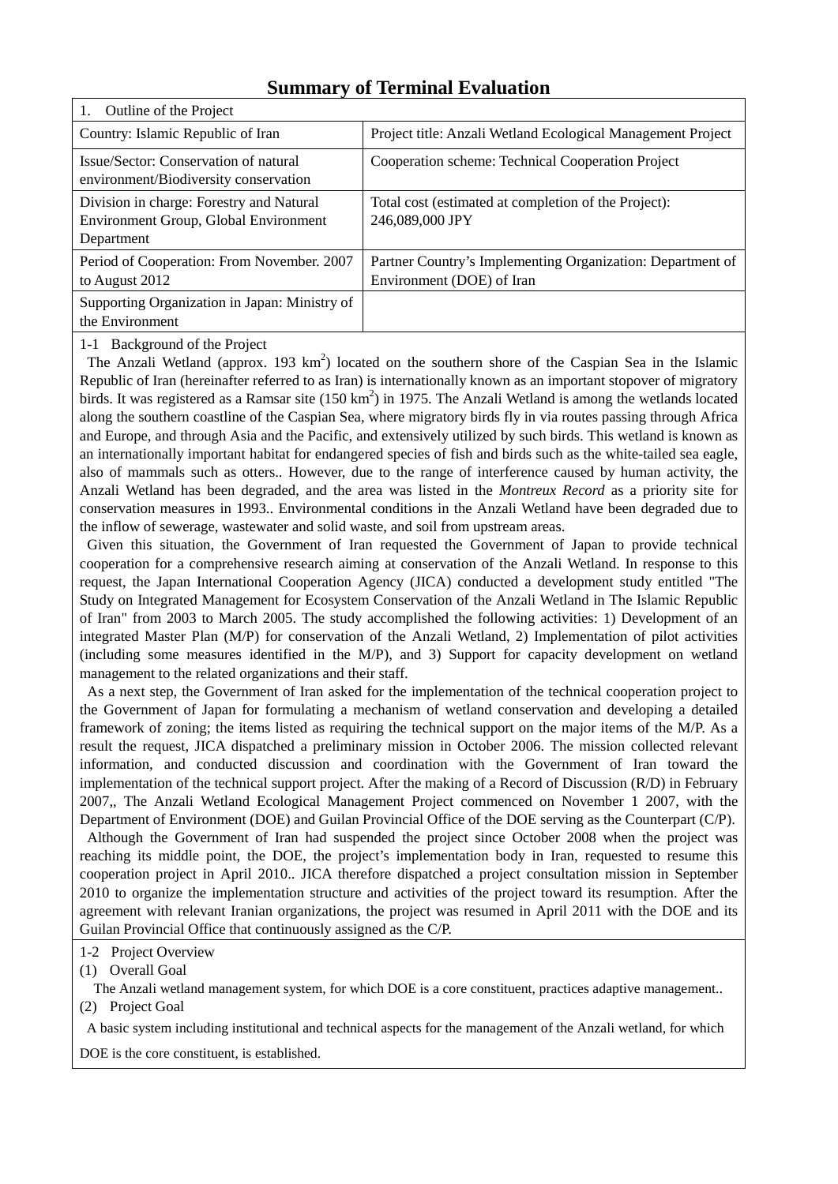# Summary of Terminal Evaluation

| 1. Outline of the Project | |
|---|---|
| Country: Islamic Republic of Iran | Project title: Anzali Wetland Ecological Management Project |
| Issue/Sector: Conservation of natural environment/Biodiversity conservation | Cooperation scheme: Technical Cooperation Project |
| Division in charge: Forestry and Natural Environment Group, Global Environment Department | Total cost (estimated at completion of the Project): 246,089,000 JPY |
| Period of Cooperation: From November. 2007 to August 2012 | Partner Country's Implementing Organization: Department of Environment (DOE) of Iran |
| Supporting Organization in Japan: Ministry of the Environment | |

1-1 Background of the Project

The Anzali Wetland (approx. 193 $km^2$) located on the southern shore of the Caspian Sea in the Islamic Republic of Iran (hereinafter referred to as Iran) is internationally known as an important stopover of migratory birds. It was registered as a Ramsar site (150 $km^2$) in 1975. The Anzali Wetland is among the wetlands located along the southern coastline of the Caspian Sea, where migratory birds fly in via routes passing through Africa and Europe, and through Asia and the Pacific, and extensively utilized by such birds. This wetland is known as an internationally important habitat for endangered species of fish and birds such as the white-tailed sea eagle, also of mammals such as otters.. However, due to the range of interference caused by human activity, the Anzali Wetland has been degraded, and the area was listed in the *Montreux Record* as a priority site for conservation measures in 1993.. Environmental conditions in the Anzali Wetland have been degraded due to the inflow of sewerage, wastewater and solid waste, and soil from upstream areas.

Given this situation, the Government of Iran requested the Government of Japan to provide technical cooperation for a comprehensive research aiming at conservation of the Anzali Wetland. In response to this request, the Japan International Cooperation Agency (JICA) conducted a development study entitled "The Study on Integrated Management for Ecosystem Conservation of the Anzali Wetland in The Islamic Republic of Iran" from 2003 to March 2005. The study accomplished the following activities: 1) Development of an integrated Master Plan (M/P) for conservation of the Anzali Wetland, 2) Implementation of pilot activities (including some measures identified in the M/P), and 3) Support for capacity development on wetland management to the related organizations and their staff.

As a next step, the Government of Iran asked for the implementation of the technical cooperation project to the Government of Japan for formulating a mechanism of wetland conservation and developing a detailed framework of zoning; the items listed as requiring the technical support on the major items of the M/P. As a result the request, JICA dispatched a preliminary mission in October 2006. The mission collected relevant information, and conducted discussion and coordination with the Government of Iran toward the implementation of the technical support project. After the making of a Record of Discussion (R/D) in February 2007,, The Anzali Wetland Ecological Management Project commenced on November 1 2007, with the Department of Environment (DOE) and Guilan Provincial Office of the DOE serving as the Counterpart (C/P).

Although the Government of Iran had suspended the project since October 2008 when the project was reaching its middle point, the DOE, the project's implementation body in Iran, requested to resume this cooperation project in April 2010.. JICA therefore dispatched a project consultation mission in September 2010 to organize the implementation structure and activities of the project toward its resumption. After the agreement with relevant Iranian organizations, the project was resumed in April 2011 with the DOE and its Guilan Provincial Office that continuously assigned as the C/P.

1-2 Project Overview

(1) Overall Goal

The Anzali wetland management system, for which DOE is a core constituent, practices adaptive management..

(2) Project Goal

A basic system including institutional and technical aspects for the management of the Anzali wetland, for which DOE is the core constituent, is established.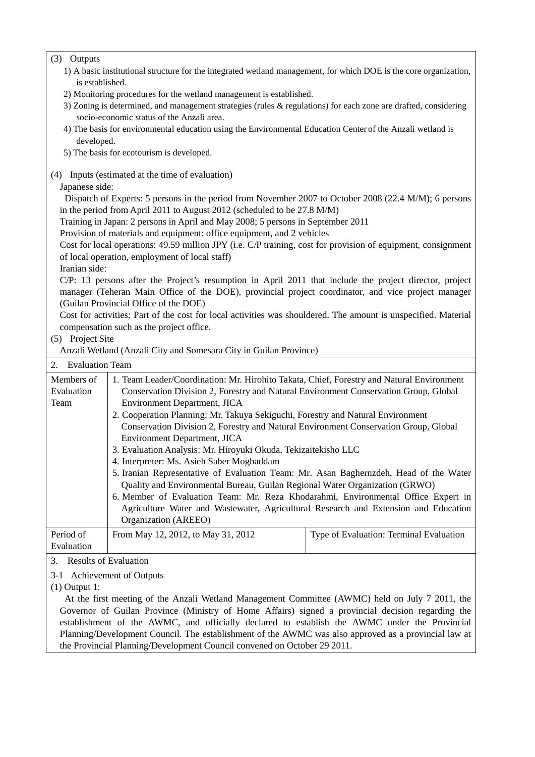(3) Outputs

1) A basic institutional structure for the integrated wetland management, for which DOE is the core organization, is established.
2) Monitoring procedures for the wetland management is established.
3) Zoning is determined, and management strategies (rules & regulations) for each zone are drafted, considering socio-economic status of the Anzali area.
4) The basis for environmental education using the Environmental Education Center of the Anzali wetland is developed.
5) The basis for ecotourism is developed.

(4) Inputs (estimated at the time of evaluation)

Japanese side:

Dispatch of Experts: 5 persons in the period from November 2007 to October 2008 (22.4 M/M); 6 persons in the period from April 2011 to August 2012 (scheduled to be 27.8 M/M)

Training in Japan: 2 persons in April and May 2008; 5 persons in September 2011

Provision of materials and equipment: office equipment, and 2 vehicles

Cost for local operations: 49.59 million JPY (i.e. C/P training, cost for provision of equipment, consignment of local operation, employment of local staff)

Iranian side:

C/P: 13 persons after the Project's resumption in April 2011 that include the project director, project manager (Teheran Main Office of the DOE), provincial project coordinator, and vice project manager (Guilan Provincial Office of the DOE)

Cost for activities: Part of the cost for local activities was shouldered. The amount is unspecified. Material compensation such as the project office.

(5) Project Site

Anzali Wetland (Anzali City and Somesara City in Guilan Province)

2. Evaluation Team

| Members of Evaluation Team | 1. Team Leader/Coordination: Mr. Hirohito Takata, Chief, Forestry and Natural Environment Conservation Division 2, Forestry and Natural Environment Conservation Group, Global Environment Department, JICA<br>2. Cooperation Planning: Mr. Takuya Sekiguchi, Forestry and Natural Environment Conservation Division 2, Forestry and Natural Environment Conservation Group, Global Environment Department, JICA<br>3. Evaluation Analysis: Mr. Hiroyuki Okuda, Tekizaitekisho LLC<br>4. Interpreter: Ms. Asieh Saber Moghaddam<br>5. Iranian Representative of Evaluation Team: Mr. Asan Baghernzdeh, Head of the Water Quality and Environmental Bureau, Guilan Regional Water Organization (GRWO)<br>6. Member of Evaluation Team: Mr. Reza Khodarahmi, Environmental Office Expert in Agriculture Water and Wastewater, Agricultural Research and Extension and Education Organization (AREEO) | |
|---|---|---|
| Period of Evaluation | From May 12, 2012, to May 31, 2012 | Type of Evaluation: Terminal Evaluation |

3. Results of Evaluation

3-1 Achievement of Outputs

(1) Output 1:

At the first meeting of the Anzali Wetland Management Committee (AWMC) held on July 7 2011, the Governor of Guilan Province (Ministry of Home Affairs) signed a provincial decision regarding the establishment of the AWMC, and officially declared to establish the AWMC under the Provincial Planning/Development Council. The establishment of the AWMC was also approved as a provincial law at the Provincial Planning/Development Council convened on October 29 2011.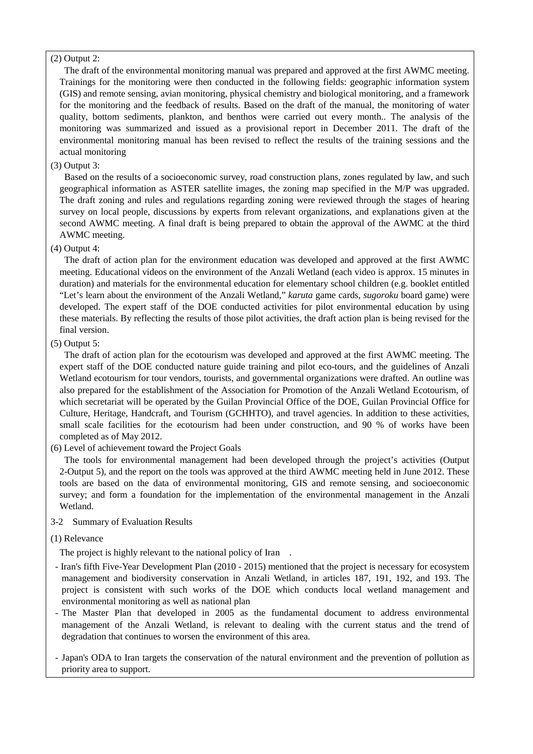(2) Output 2:

The draft of the environmental monitoring manual was prepared and approved at the first AWMC meeting. Trainings for the monitoring were then conducted in the following fields: geographic information system (GIS) and remote sensing, avian monitoring, physical chemistry and biological monitoring, and a framework for the monitoring and the feedback of results. Based on the draft of the manual, the monitoring of water quality, bottom sediments, plankton, and benthos were carried out every month.. The analysis of the monitoring was summarized and issued as a provisional report in December 2011. The draft of the environmental monitoring manual has been revised to reflect the results of the training sessions and the actual monitoring

(3) Output 3:

Based on the results of a socioeconomic survey, road construction plans, zones regulated by law, and such geographical information as ASTER satellite images, the zoning map specified in the M/P was upgraded. The draft zoning and rules and regulations regarding zoning were reviewed through the stages of hearing survey on local people, discussions by experts from relevant organizations, and explanations given at the second AWMC meeting. A final draft is being prepared to obtain the approval of the AWMC at the third AWMC meeting.

(4) Output 4:

The draft of action plan for the environment education was developed and approved at the first AWMC meeting. Educational videos on the environment of the Anzali Wetland (each video is approx. 15 minutes in duration) and materials for the environmental education for elementary school children (e.g. booklet entitled "Let's learn about the environment of the Anzali Wetland," *karuta* game cards, *sugoroku* board game) were developed. The expert staff of the DOE conducted activities for pilot environmental education by using these materials. By reflecting the results of those pilot activities, the draft action plan is being revised for the final version.

(5) Output 5:

The draft of action plan for the ecotourism was developed and approved at the first AWMC meeting. The expert staff of the DOE conducted nature guide training and pilot eco-tours, and the guidelines of Anzali Wetland ecotourism for tour vendors, tourists, and governmental organizations were drafted. An outline was also prepared for the establishment of the Association for Promotion of the Anzali Wetland Ecotourism, of which secretariat will be operated by the Guilan Provincial Office of the DOE, Guilan Provincial Office for Culture, Heritage, Handcraft, and Tourism (GCHHTO), and travel agencies. In addition to these activities, small scale facilities for the ecotourism had been under construction, and 90 % of works have been completed as of May 2012.

(6) Level of achievement toward the Project Goals

The tools for environmental management had been developed through the project's activities (Output 2-Output 5), and the report on the tools was approved at the third AWMC meeting held in June 2012. These tools are based on the data of environmental monitoring, GIS and remote sensing, and socioeconomic survey; and form a foundation for the implementation of the environmental management in the Anzali Wetland.

3-2 Summary of Evaluation Results

(1) Relevance

The project is highly relevant to the national policy of Iran .

- Iran's fifth Five-Year Development Plan (2010 - 2015) mentioned that the project is necessary for ecosystem management and biodiversity conservation in Anzali Wetland, in articles 187, 191, 192, and 193. The project is consistent with such works of the DOE which conducts local wetland management and environmental monitoring as well as national plan
- The Master Plan that developed in 2005 as the fundamental document to address environmental management of the Anzali Wetland, is relevant to dealing with the current status and the trend of degradation that continues to worsen the environment of this area.
- Japan's ODA to Iran targets the conservation of the natural environment and the prevention of pollution as priority area to support.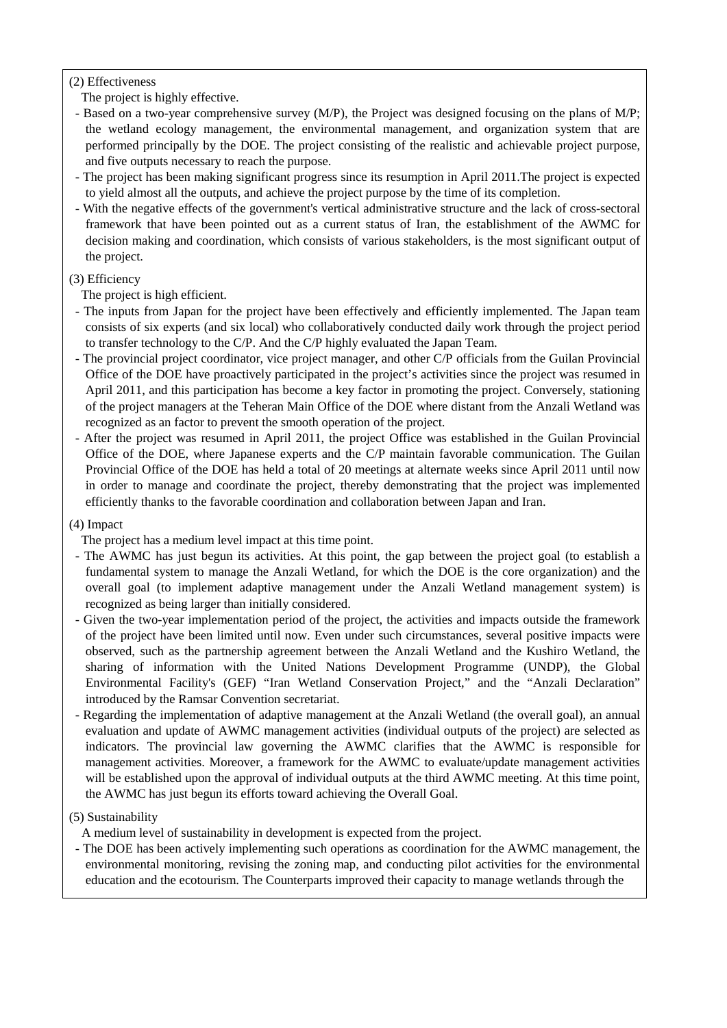(2) Effectiveness

The project is highly effective.

- Based on a two-year comprehensive survey (M/P), the Project was designed focusing on the plans of M/P; the wetland ecology management, the environmental management, and organization system that are performed principally by the DOE. The project consisting of the realistic and achievable project purpose, and five outputs necessary to reach the purpose.
- The project has been making significant progress since its resumption in April 2011.The project is expected to yield almost all the outputs, and achieve the project purpose by the time of its completion.
- With the negative effects of the government's vertical administrative structure and the lack of cross-sectoral framework that have been pointed out as a current status of Iran, the establishment of the AWMC for decision making and coordination, which consists of various stakeholders, is the most significant output of the project.

(3) Efficiency

The project is high efficient.

- The inputs from Japan for the project have been effectively and efficiently implemented. The Japan team consists of six experts (and six local) who collaboratively conducted daily work through the project period to transfer technology to the C/P. And the C/P highly evaluated the Japan Team.
- The provincial project coordinator, vice project manager, and other C/P officials from the Guilan Provincial Office of the DOE have proactively participated in the project's activities since the project was resumed in April 2011, and this participation has become a key factor in promoting the project. Conversely, stationing of the project managers at the Teheran Main Office of the DOE where distant from the Anzali Wetland was recognized as an factor to prevent the smooth operation of the project.
- After the project was resumed in April 2011, the project Office was established in the Guilan Provincial Office of the DOE, where Japanese experts and the C/P maintain favorable communication. The Guilan Provincial Office of the DOE has held a total of 20 meetings at alternate weeks since April 2011 until now in order to manage and coordinate the project, thereby demonstrating that the project was implemented efficiently thanks to the favorable coordination and collaboration between Japan and Iran.

(4) Impact

The project has a medium level impact at this time point.

- The AWMC has just begun its activities. At this point, the gap between the project goal (to establish a fundamental system to manage the Anzali Wetland, for which the DOE is the core organization) and the overall goal (to implement adaptive management under the Anzali Wetland management system) is recognized as being larger than initially considered.
- Given the two-year implementation period of the project, the activities and impacts outside the framework of the project have been limited until now. Even under such circumstances, several positive impacts were observed, such as the partnership agreement between the Anzali Wetland and the Kushiro Wetland, the sharing of information with the United Nations Development Programme (UNDP), the Global Environmental Facility's (GEF) "Iran Wetland Conservation Project," and the "Anzali Declaration" introduced by the Ramsar Convention secretariat.
- Regarding the implementation of adaptive management at the Anzali Wetland (the overall goal), an annual evaluation and update of AWMC management activities (individual outputs of the project) are selected as indicators. The provincial law governing the AWMC clarifies that the AWMC is responsible for management activities. Moreover, a framework for the AWMC to evaluate/update management activities will be established upon the approval of individual outputs at the third AWMC meeting. At this time point, the AWMC has just begun its efforts toward achieving the Overall Goal.

(5) Sustainability

A medium level of sustainability in development is expected from the project.

- The DOE has been actively implementing such operations as coordination for the AWMC management, the environmental monitoring, revising the zoning map, and conducting pilot activities for the environmental education and the ecotourism. The Counterparts improved their capacity to manage wetlands through the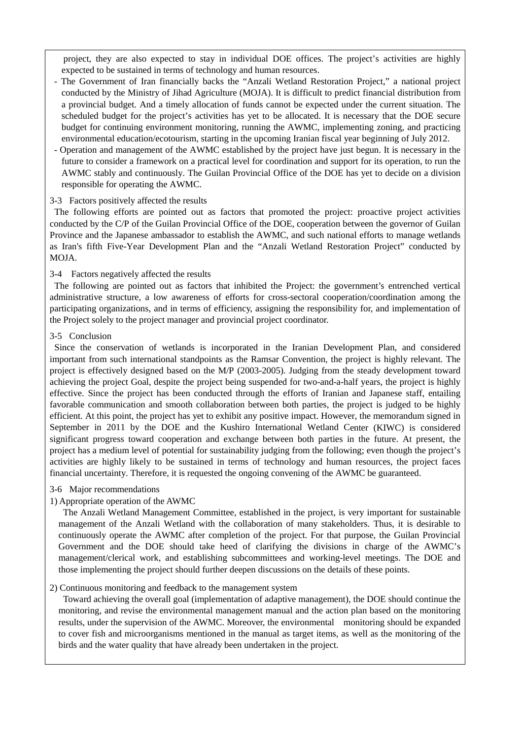project, they are also expected to stay in individual DOE offices. The project's activities are highly expected to be sustained in terms of technology and human resources.

- The Government of Iran financially backs the "Anzali Wetland Restoration Project," a national project conducted by the Ministry of Jihad Agriculture (MOJA). It is difficult to predict financial distribution from a provincial budget. And a timely allocation of funds cannot be expected under the current situation. The scheduled budget for the project's activities has yet to be allocated. It is necessary that the DOE secure budget for continuing environment monitoring, running the AWMC, implementing zoning, and practicing environmental education/ecotourism, starting in the upcoming Iranian fiscal year beginning of July 2012.
- Operation and management of the AWMC established by the project have just begun. It is necessary in the future to consider a framework on a practical level for coordination and support for its operation, to run the AWMC stably and continuously. The Guilan Provincial Office of the DOE has yet to decide on a division responsible for operating the AWMC.

### 3-3 Factors positively affected the results

The following efforts are pointed out as factors that promoted the project: proactive project activities conducted by the C/P of the Guilan Provincial Office of the DOE, cooperation between the governor of Guilan Province and the Japanese ambassador to establish the AWMC, and such national efforts to manage wetlands as Iran's fifth Five-Year Development Plan and the "Anzali Wetland Restoration Project" conducted by MOJA.

### 3-4 Factors negatively affected the results

The following are pointed out as factors that inhibited the Project: the government's entrenched vertical administrative structure, a low awareness of efforts for cross-sectoral cooperation/coordination among the participating organizations, and in terms of efficiency, assigning the responsibility for, and implementation of the Project solely to the project manager and provincial project coordinator.

### 3-5 Conclusion

Since the conservation of wetlands is incorporated in the Iranian Development Plan, and considered important from such international standpoints as the Ramsar Convention, the project is highly relevant. The project is effectively designed based on the M/P (2003-2005). Judging from the steady development toward achieving the project Goal, despite the project being suspended for two-and-a-half years, the project is highly effective. Since the project has been conducted through the efforts of Iranian and Japanese staff, entailing favorable communication and smooth collaboration between both parties, the project is judged to be highly efficient. At this point, the project has yet to exhibit any positive impact. However, the memorandum signed in September in 2011 by the DOE and the Kushiro International Wetland Center (KIWC) is considered significant progress toward cooperation and exchange between both parties in the future. At present, the project has a medium level of potential for sustainability judging from the following; even though the project's activities are highly likely to be sustained in terms of technology and human resources, the project faces financial uncertainty. Therefore, it is requested the ongoing convening of the AWMC be guaranteed.

### 3-6 Major recommendations

1) Appropriate operation of the AWMC

The Anzali Wetland Management Committee, established in the project, is very important for sustainable management of the Anzali Wetland with the collaboration of many stakeholders. Thus, it is desirable to continuously operate the AWMC after completion of the project. For that purpose, the Guilan Provincial Government and the DOE should take heed of clarifying the divisions in charge of the AWMC's management/clerical work, and establishing subcommittees and working-level meetings. The DOE and those implementing the project should further deepen discussions on the details of these points.

2) Continuous monitoring and feedback to the management system

Toward achieving the overall goal (implementation of adaptive management), the DOE should continue the monitoring, and revise the environmental management manual and the action plan based on the monitoring results, under the supervision of the AWMC. Moreover, the environmental monitoring should be expanded to cover fish and microorganisms mentioned in the manual as target items, as well as the monitoring of the birds and the water quality that have already been undertaken in the project.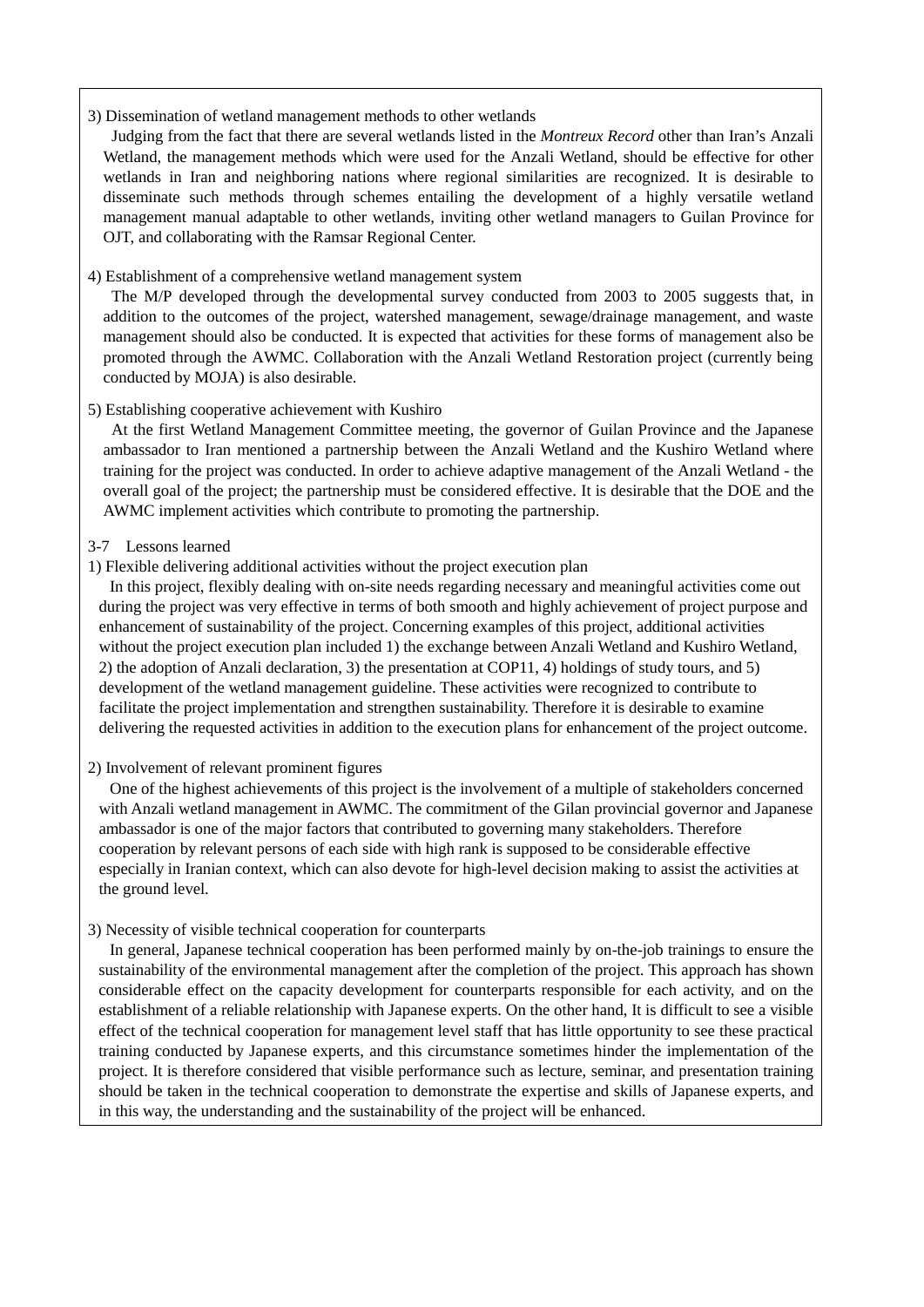3) Dissemination of wetland management methods to other wetlands

Judging from the fact that there are several wetlands listed in the *Montreux Record* other than Iran's Anzali Wetland, the management methods which were used for the Anzali Wetland, should be effective for other wetlands in Iran and neighboring nations where regional similarities are recognized. It is desirable to disseminate such methods through schemes entailing the development of a highly versatile wetland management manual adaptable to other wetlands, inviting other wetland managers to Guilan Province for OJT, and collaborating with the Ramsar Regional Center.

4) Establishment of a comprehensive wetland management system

The M/P developed through the developmental survey conducted from 2003 to 2005 suggests that, in addition to the outcomes of the project, watershed management, sewage/drainage management, and waste management should also be conducted. It is expected that activities for these forms of management also be promoted through the AWMC. Collaboration with the Anzali Wetland Restoration project (currently being conducted by MOJA) is also desirable.

5) Establishing cooperative achievement with Kushiro

At the first Wetland Management Committee meeting, the governor of Guilan Province and the Japanese ambassador to Iran mentioned a partnership between the Anzali Wetland and the Kushiro Wetland where training for the project was conducted. In order to achieve adaptive management of the Anzali Wetland - the overall goal of the project; the partnership must be considered effective. It is desirable that the DOE and the AWMC implement activities which contribute to promoting the partnership.

## 3-7 Lessons learned

1) Flexible delivering additional activities without the project execution plan

In this project, flexibly dealing with on-site needs regarding necessary and meaningful activities come out during the project was very effective in terms of both smooth and highly achievement of project purpose and enhancement of sustainability of the project. Concerning examples of this project, additional activities without the project execution plan included 1) the exchange between Anzali Wetland and Kushiro Wetland, 2) the adoption of Anzali declaration, 3) the presentation at COP11, 4) holdings of study tours, and 5) development of the wetland management guideline. These activities were recognized to contribute to facilitate the project implementation and strengthen sustainability. Therefore it is desirable to examine delivering the requested activities in addition to the execution plans for enhancement of the project outcome.

2) Involvement of relevant prominent figures

One of the highest achievements of this project is the involvement of a multiple of stakeholders concerned with Anzali wetland management in AWMC. The commitment of the Gilan provincial governor and Japanese ambassador is one of the major factors that contributed to governing many stakeholders. Therefore cooperation by relevant persons of each side with high rank is supposed to be considerable effective especially in Iranian context, which can also devote for high-level decision making to assist the activities at the ground level.

3) Necessity of visible technical cooperation for counterparts

In general, Japanese technical cooperation has been performed mainly by on-the-job trainings to ensure the sustainability of the environmental management after the completion of the project. This approach has shown considerable effect on the capacity development for counterparts responsible for each activity, and on the establishment of a reliable relationship with Japanese experts. On the other hand, It is difficult to see a visible effect of the technical cooperation for management level staff that has little opportunity to see these practical training conducted by Japanese experts, and this circumstance sometimes hinder the implementation of the project. It is therefore considered that visible performance such as lecture, seminar, and presentation training should be taken in the technical cooperation to demonstrate the expertise and skills of Japanese experts, and in this way, the understanding and the sustainability of the project will be enhanced.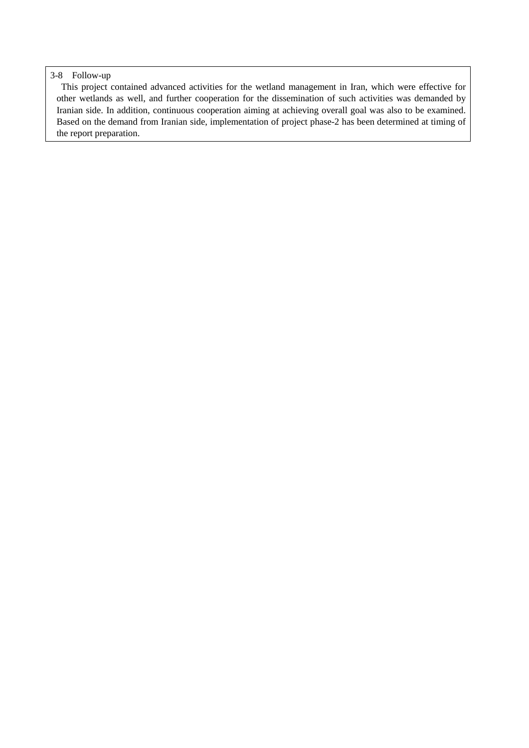3-8　Follow-up

This project contained advanced activities for the wetland management in Iran, which were effective for other wetlands as well, and further cooperation for the dissemination of such activities was demanded by Iranian side. In addition, continuous cooperation aiming at achieving overall goal was also to be examined. Based on the demand from Iranian side, implementation of project phase-2 has been determined at timing of the report preparation.